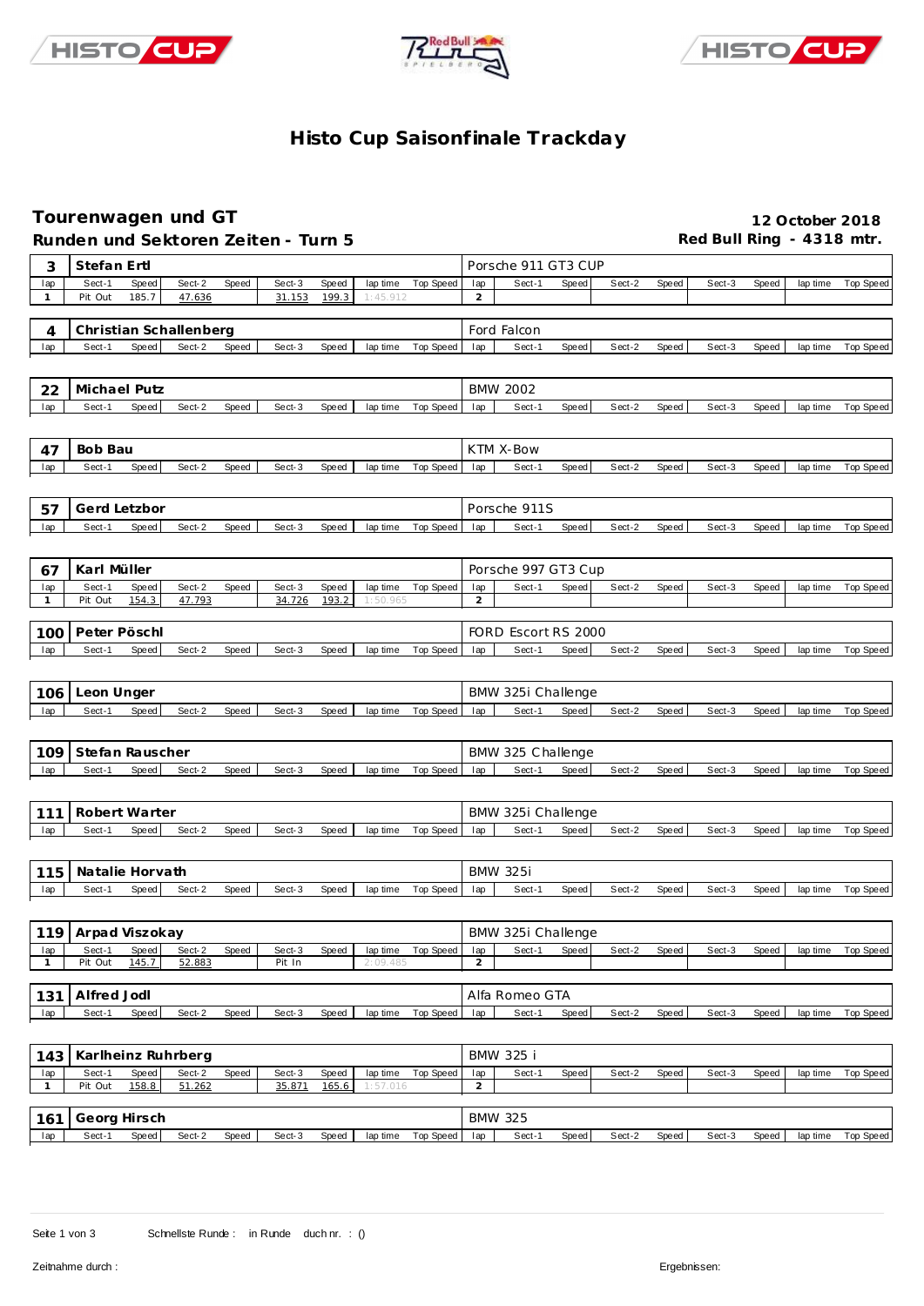# Histo Cup Saisonfinale Trackday

## Tourenwagen und GT
**12 October 2018**

### Runden und Sektoren Zeiten - Turn 5
**Red Bull Ring - 4318 mtr.**

| 3 | Stefan Ertl | | | | | | | | Porsche 911 GT3 CUP | | | | | | | | | |
|---|---|---|---|---|---|---|---|---|---|---|---|---|---|---|---|---|---|---|
| lap | Sect-1 | Speed | Sect-2 | Speed | Sect-3 | Speed | lap time | Top Speed | lap | Sect-1 | Speed | Sect-2 | Speed | Sect-3 | Speed | lap time | Top Speed |
| 1 | Pit Out | 185.7 | 47.636 | | 31.153 | 199.3 | 1:45.912 | | 2 | | | | | | | | |

| 4 | Christian Schallenberg | | | | | | | | Ford Falcon | | | | | | | | | |
|---|---|---|---|---|---|---|---|---|---|---|---|---|---|---|---|---|---|---|
| lap | Sect-1 | Speed | Sect-2 | Speed | Sect-3 | Speed | lap time | Top Speed | lap | Sect-1 | Speed | Sect-2 | Speed | Sect-3 | Speed | lap time | Top Speed |

| 22 | Michael Putz | | | | | | | | BMW 2002 | | | | | | | | | |
|---|---|---|---|---|---|---|---|---|---|---|---|---|---|---|---|---|---|---|
| lap | Sect-1 | Speed | Sect-2 | Speed | Sect-3 | Speed | lap time | Top Speed | lap | Sect-1 | Speed | Sect-2 | Speed | Sect-3 | Speed | lap time | Top Speed |

| 47 | Bob Bau | | | | | | | | KTM X-Bow | | | | | | | | | |
|---|---|---|---|---|---|---|---|---|---|---|---|---|---|---|---|---|---|---|
| lap | Sect-1 | Speed | Sect-2 | Speed | Sect-3 | Speed | lap time | Top Speed | lap | Sect-1 | Speed | Sect-2 | Speed | Sect-3 | Speed | lap time | Top Speed |

| 57 | Gerd Letzbor | | | | | | | | Porsche 911S | | | | | | | | | |
|---|---|---|---|---|---|---|---|---|---|---|---|---|---|---|---|---|---|---|
| lap | Sect-1 | Speed | Sect-2 | Speed | Sect-3 | Speed | lap time | Top Speed | lap | Sect-1 | Speed | Sect-2 | Speed | Sect-3 | Speed | lap time | Top Speed |

| 67 | Karl Müller | | | | | | | | Porsche 997 GT3 Cup | | | | | | | | | |
|---|---|---|---|---|---|---|---|---|---|---|---|---|---|---|---|---|---|---|
| lap | Sect-1 | Speed | Sect-2 | Speed | Sect-3 | Speed | lap time | Top Speed | lap | Sect-1 | Speed | Sect-2 | Speed | Sect-3 | Speed | lap time | Top Speed |
| 1 | Pit Out | 154.3 | 47.793 | | 34.726 | 193.2 | 1:50.965 | | 2 | | | | | | | | |

| 100 | Peter Pöschl | | | | | | | | FORD Escort RS 2000 | | | | | | | | | |
|---|---|---|---|---|---|---|---|---|---|---|---|---|---|---|---|---|---|---|
| lap | Sect-1 | Speed | Sect-2 | Speed | Sect-3 | Speed | lap time | Top Speed | lap | Sect-1 | Speed | Sect-2 | Speed | Sect-3 | Speed | lap time | Top Speed |

| 106 | Leon Unger | | | | | | | | BMW 325i Challenge | | | | | | | | | |
|---|---|---|---|---|---|---|---|---|---|---|---|---|---|---|---|---|---|---|
| lap | Sect-1 | Speed | Sect-2 | Speed | Sect-3 | Speed | lap time | Top Speed | lap | Sect-1 | Speed | Sect-2 | Speed | Sect-3 | Speed | lap time | Top Speed |

| 109 | Stefan Rauscher | | | | | | | | BMW 325 Challenge | | | | | | | | | |
|---|---|---|---|---|---|---|---|---|---|---|---|---|---|---|---|---|---|---|
| lap | Sect-1 | Speed | Sect-2 | Speed | Sect-3 | Speed | lap time | Top Speed | lap | Sect-1 | Speed | Sect-2 | Speed | Sect-3 | Speed | lap time | Top Speed |

| 111 | Robert Warter | | | | | | | | BMW 325i Challenge | | | | | | | | | |
|---|---|---|---|---|---|---|---|---|---|---|---|---|---|---|---|---|---|---|
| lap | Sect-1 | Speed | Sect-2 | Speed | Sect-3 | Speed | lap time | Top Speed | lap | Sect-1 | Speed | Sect-2 | Speed | Sect-3 | Speed | lap time | Top Speed |

| 115 | Natalie Horvath | | | | | | | | BMW 325i | | | | | | | | | |
|---|---|---|---|---|---|---|---|---|---|---|---|---|---|---|---|---|---|---|
| lap | Sect-1 | Speed | Sect-2 | Speed | Sect-3 | Speed | lap time | Top Speed | lap | Sect-1 | Speed | Sect-2 | Speed | Sect-3 | Speed | lap time | Top Speed |

| 119 | Arpad Viszokay | | | | | | | | BMW 325i Challenge | | | | | | | | | |
|---|---|---|---|---|---|---|---|---|---|---|---|---|---|---|---|---|---|---|
| lap | Sect-1 | Speed | Sect-2 | Speed | Sect-3 | Speed | lap time | Top Speed | lap | Sect-1 | Speed | Sect-2 | Speed | Sect-3 | Speed | lap time | Top Speed |
| 1 | Pit Out | 145.7 | 52.883 | | Pit In | | 2:09.485 | | 2 | | | | | | | | |

| 131 | Alfred Jodl | | | | | | | | Alfa Romeo GTA | | | | | | | | | |
|---|---|---|---|---|---|---|---|---|---|---|---|---|---|---|---|---|---|---|
| lap | Sect-1 | Speed | Sect-2 | Speed | Sect-3 | Speed | lap time | Top Speed | lap | Sect-1 | Speed | Sect-2 | Speed | Sect-3 | Speed | lap time | Top Speed |

| 143 | Karlheinz Ruhrberg | | | | | | | | BMW 325 i | | | | | | | | | |
|---|---|---|---|---|---|---|---|---|---|---|---|---|---|---|---|---|---|---|
| lap | Sect-1 | Speed | Sect-2 | Speed | Sect-3 | Speed | lap time | Top Speed | lap | Sect-1 | Speed | Sect-2 | Speed | Sect-3 | Speed | lap time | Top Speed |
| 1 | Pit Out | 158.8 | 51.262 | | 35.871 | 165.6 | 1:57.016 | | 2 | | | | | | | | |

| 161 | Georg Hirsch | | | | | | | | BMW 325 | | | | | | | | | |
|---|---|---|---|---|---|---|---|---|---|---|---|---|---|---|---|---|---|---|
| lap | Sect-1 | Speed | Sect-2 | Speed | Sect-3 | Speed | lap time | Top Speed | lap | Sect-1 | Speed | Sect-2 | Speed | Sect-3 | Speed | lap time | Top Speed |

Schnellste Runde : in Runde duch nr. : ()

Zeitnahme durch :

Ergebnissen: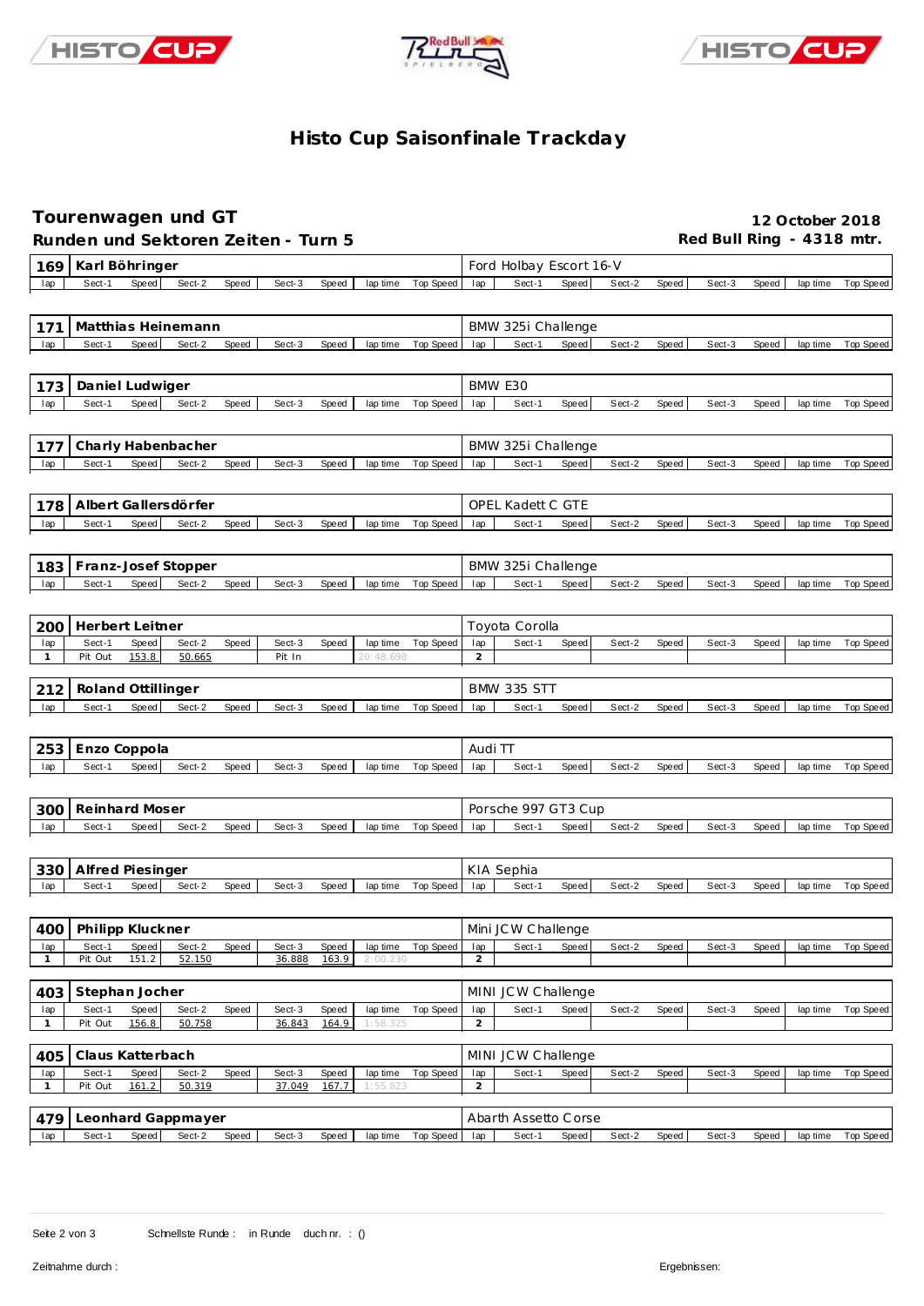# Histo Cup Saisonfinale Trackday

## Tourenwagen und GT

**Runden und Sektoren Zeiten - Turn 5**

**12 October 2018**
**Red Bull Ring - 4318 mtr.**

| 169 | Karl Böhringer | | | | | | | | Ford Holbay Escort 16-V | | | | | | | | |
|---|---|---|---|---|---|---|---|---|---|---|---|---|---|---|---|---|---|
| lap | Sect-1 | Speed | Sect-2 | Speed | Sect-3 | Speed | lap time | Top Speed | lap | Sect-1 | Speed | Sect-2 | Speed | Sect-3 | Speed | lap time | Top Speed |

| 171 | Matthias Heinemann | | | | | | | | BMW 325i Challenge | | | | | | | | |
|---|---|---|---|---|---|---|---|---|---|---|---|---|---|---|---|---|---|
| lap | Sect-1 | Speed | Sect-2 | Speed | Sect-3 | Speed | lap time | Top Speed | lap | Sect-1 | Speed | Sect-2 | Speed | Sect-3 | Speed | lap time | Top Speed |

| 173 | Daniel Ludwiger | | | | | | | | BMW E30 | | | | | | | | |
|---|---|---|---|---|---|---|---|---|---|---|---|---|---|---|---|---|---|
| lap | Sect-1 | Speed | Sect-2 | Speed | Sect-3 | Speed | lap time | Top Speed | lap | Sect-1 | Speed | Sect-2 | Speed | Sect-3 | Speed | lap time | Top Speed |

| 177 | Charly Habenbacher | | | | | | | | BMW 325i Challenge | | | | | | | | |
|---|---|---|---|---|---|---|---|---|---|---|---|---|---|---|---|---|---|
| lap | Sect-1 | Speed | Sect-2 | Speed | Sect-3 | Speed | lap time | Top Speed | lap | Sect-1 | Speed | Sect-2 | Speed | Sect-3 | Speed | lap time | Top Speed |

| 178 | Albert Gallersdörfer | | | | | | | | OPEL Kadett C GTE | | | | | | | | |
|---|---|---|---|---|---|---|---|---|---|---|---|---|---|---|---|---|---|
| lap | Sect-1 | Speed | Sect-2 | Speed | Sect-3 | Speed | lap time | Top Speed | lap | Sect-1 | Speed | Sect-2 | Speed | Sect-3 | Speed | lap time | Top Speed |

| 183 | Franz-Josef Stopper | | | | | | | | BMW 325i Challenge | | | | | | | | |
|---|---|---|---|---|---|---|---|---|---|---|---|---|---|---|---|---|---|
| lap | Sect-1 | Speed | Sect-2 | Speed | Sect-3 | Speed | lap time | Top Speed | lap | Sect-1 | Speed | Sect-2 | Speed | Sect-3 | Speed | lap time | Top Speed |

| 200 | Herbert Leitner | | | | | | | | Toyota Corolla | | | | | | | | |
|---|---|---|---|---|---|---|---|---|---|---|---|---|---|---|---|---|---|
| lap | Sect-1 | Speed | Sect-2 | Speed | Sect-3 | Speed | lap time | Top Speed | lap | Sect-1 | Speed | Sect-2 | Speed | Sect-3 | Speed | lap time | Top Speed |
| 1 | Pit Out | 153.8 | 50.665 | | Pit In | | 20:48.698 | | 2 | | | | | | | | |

| 212 | Roland Ottillinger | | | | | | | | BMW 335 STT | | | | | | | | |
|---|---|---|---|---|---|---|---|---|---|---|---|---|---|---|---|---|---|
| lap | Sect-1 | Speed | Sect-2 | Speed | Sect-3 | Speed | lap time | Top Speed | lap | Sect-1 | Speed | Sect-2 | Speed | Sect-3 | Speed | lap time | Top Speed |

| 253 | Enzo Coppola | | | | | | | | Audi TT | | | | | | | | |
|---|---|---|---|---|---|---|---|---|---|---|---|---|---|---|---|---|---|
| lap | Sect-1 | Speed | Sect-2 | Speed | Sect-3 | Speed | lap time | Top Speed | lap | Sect-1 | Speed | Sect-2 | Speed | Sect-3 | Speed | lap time | Top Speed |

| 300 | Reinhard Moser | | | | | | | | Porsche 997 GT3 Cup | | | | | | | | |
|---|---|---|---|---|---|---|---|---|---|---|---|---|---|---|---|---|---|
| lap | Sect-1 | Speed | Sect-2 | Speed | Sect-3 | Speed | lap time | Top Speed | lap | Sect-1 | Speed | Sect-2 | Speed | Sect-3 | Speed | lap time | Top Speed |

| 330 | Alfred Piesinger | | | | | | | | KIA Sephia | | | | | | | | |
|---|---|---|---|---|---|---|---|---|---|---|---|---|---|---|---|---|---|
| lap | Sect-1 | Speed | Sect-2 | Speed | Sect-3 | Speed | lap time | Top Speed | lap | Sect-1 | Speed | Sect-2 | Speed | Sect-3 | Speed | lap time | Top Speed |

| 400 | Philipp Kluckner | | | | | | | | Mini JCW Challenge | | | | | | | | |
|---|---|---|---|---|---|---|---|---|---|---|---|---|---|---|---|---|---|
| lap | Sect-1 | Speed | Sect-2 | Speed | Sect-3 | Speed | lap time | Top Speed | lap | Sect-1 | Speed | Sect-2 | Speed | Sect-3 | Speed | lap time | Top Speed |
| 1 | Pit Out | 151.2 | 52.150 | | 36.888 | 163.9 | 2:00.230 | | 2 | | | | | | | | |

| 403 | Stephan Jocher | | | | | | | | MINI JCW Challenge | | | | | | | | |
|---|---|---|---|---|---|---|---|---|---|---|---|---|---|---|---|---|---|
| lap | Sect-1 | Speed | Sect-2 | Speed | Sect-3 | Speed | lap time | Top Speed | lap | Sect-1 | Speed | Sect-2 | Speed | Sect-3 | Speed | lap time | Top Speed |
| 1 | Pit Out | 156.8 | 50.758 | | 36.843 | 164.9 | 1:58.325 | | 2 | | | | | | | | |

| 405 | Claus Katterbach | | | | | | | | MINI JCW Challenge | | | | | | | | |
|---|---|---|---|---|---|---|---|---|---|---|---|---|---|---|---|---|---|
| lap | Sect-1 | Speed | Sect-2 | Speed | Sect-3 | Speed | lap time | Top Speed | lap | Sect-1 | Speed | Sect-2 | Speed | Sect-3 | Speed | lap time | Top Speed |
| 1 | Pit Out | 161.2 | 50.319 | | 37.049 | 167.7 | 1:55.823 | | 2 | | | | | | | | |

| 479 | Leonhard Gappmayer | | | | | | | | Abarth Assetto Corse | | | | | | | | |
|---|---|---|---|---|---|---|---|---|---|---|---|---|---|---|---|---|---|
| lap | Sect-1 | Speed | Sect-2 | Speed | Sect-3 | Speed | lap time | Top Speed | lap | Sect-1 | Speed | Sect-2 | Speed | Sect-3 | Speed | lap time | Top Speed |

Schnellste Runde : in Runde duch nr. : ()

Zeitnahme durch :

Ergebnissen: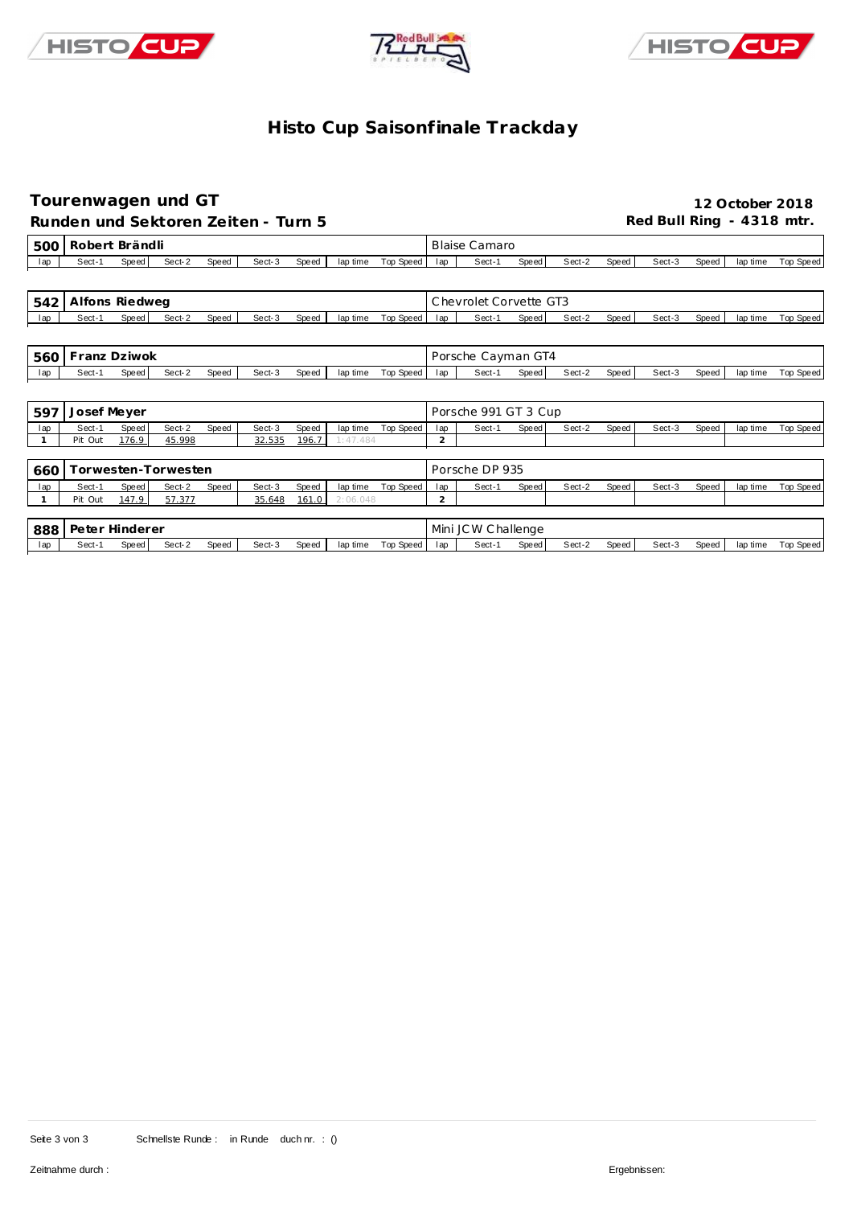# Histo Cup Saisonfinale Trackday

## Tourenwagen und GT

**12 October 2018**

### Runden und Sektoren Zeiten - Turn 5

**Red Bull Ring - 4318 mtr.**

| 500 | Robert Brändli | | | | | | | | Blaise Camaro | | | | | | | | |
|---|---|---|---|---|---|---|---|---|---|---|---|---|---|---|---|---|---|
| lap | Sect-1 | Speed | Sect-2 | Speed | Sect-3 | Speed | lap time | Top Speed | lap | Sect-1 | Speed | Sect-2 | Speed | Sect-3 | Speed | lap time | Top Speed |

| 542 | Alfons Riedweg | | | | | | | | Chevrolet Corvette GT3 | | | | | | | | |
|---|---|---|---|---|---|---|---|---|---|---|---|---|---|---|---|---|---|
| lap | Sect-1 | Speed | Sect-2 | Speed | Sect-3 | Speed | lap time | Top Speed | lap | Sect-1 | Speed | Sect-2 | Speed | Sect-3 | Speed | lap time | Top Speed |

| 560 | Franz Dziwok | | | | | | | | Porsche Cayman GT4 | | | | | | | | |
|---|---|---|---|---|---|---|---|---|---|---|---|---|---|---|---|---|---|
| lap | Sect-1 | Speed | Sect-2 | Speed | Sect-3 | Speed | lap time | Top Speed | lap | Sect-1 | Speed | Sect-2 | Speed | Sect-3 | Speed | lap time | Top Speed |

| 597 | Josef Meyer | | | | | | | | Porsche 991 GT 3 Cup | | | | | | | | |
|---|---|---|---|---|---|---|---|---|---|---|---|---|---|---|---|---|---|
| lap | Sect-1 | Speed | Sect-2 | Speed | Sect-3 | Speed | lap time | Top Speed | lap | Sect-1 | Speed | Sect-2 | Speed | Sect-3 | Speed | lap time | Top Speed |
| 1 | Pit Out | 176.9 | 45.998 | | 32.535 | 196.7 | 1:47.484 | | 2 | | | | | | | | |

| 660 | Torwesten-Torwesten | | | | | | | | Porsche DP 935 | | | | | | | | |
|---|---|---|---|---|---|---|---|---|---|---|---|---|---|---|---|---|---|
| lap | Sect-1 | Speed | Sect-2 | Speed | Sect-3 | Speed | lap time | Top Speed | lap | Sect-1 | Speed | Sect-2 | Speed | Sect-3 | Speed | lap time | Top Speed |
| 1 | Pit Out | 147.9 | 57.377 | | 35.648 | 161.0 | 2:06.048 | | 2 | | | | | | | | |

| 888 | Peter Hinderer | | | | | | | | Mini JCW Challenge | | | | | | | | |
|---|---|---|---|---|---|---|---|---|---|---|---|---|---|---|---|---|---|
| lap | Sect-1 | Speed | Sect-2 | Speed | Sect-3 | Speed | lap time | Top Speed | lap | Sect-1 | Speed | Sect-2 | Speed | Sect-3 | Speed | lap time | Top Speed |

Schnellste Runde : in Runde duch nr. : ()

Zeitnahme durch :

Ergebnissen: